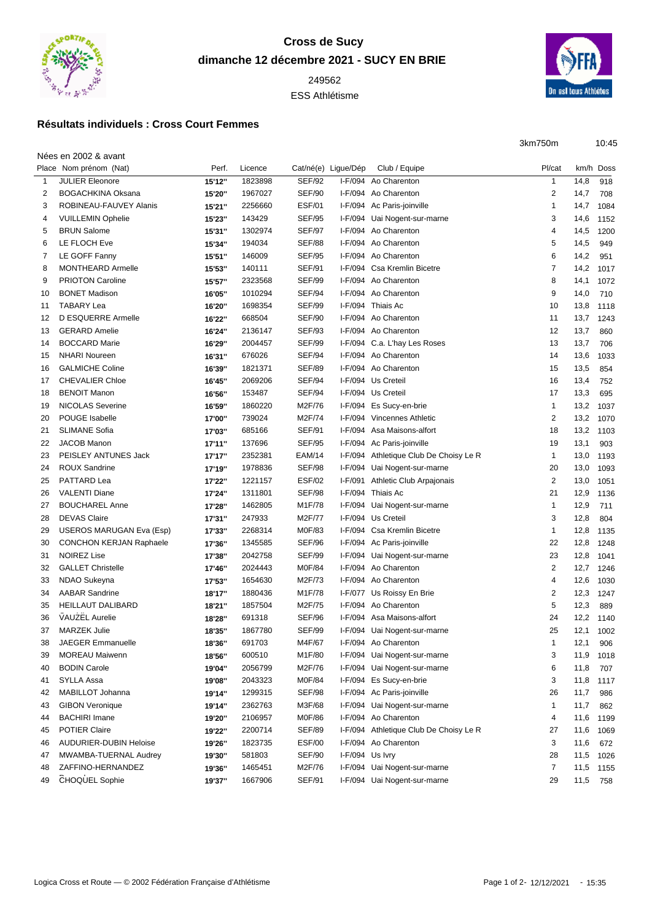# Cross de Sucy

**dimanche 12 décembre 2021 - SUCY EN BRIE**

249562

ESS Athlétisme

## Résultats individuels : Cross Court Femmes

3km750m    10:45

Nées en 2002 & avant

| Place | Nom prénom (Nat) | Perf. | Licence | Cat/né(e) | Ligue/Dép | Club / Equipe | Pl/cat | km/h | Doss |
|---|---|---|---|---|---|---|---|---|---|
| 1 | JULIER Eleonore | 15'12'' | 1823898 | SEF/92 | I-F/094 | Ao Charenton | 1 | 14,8 | 918 |
| 2 | BOGACHKINA Oksana | 15'20'' | 1967027 | SEF/90 | I-F/094 | Ao Charenton | 2 | 14,7 | 708 |
| 3 | ROBINEAU-FAUVEY Alanis | 15'21'' | 2256660 | ESF/01 | I-F/094 | Ac Paris-joinville | 1 | 14,7 | 1084 |
| 4 | VUILLEMIN Ophelie | 15'23'' | 143429 | SEF/95 | I-F/094 | Uai Nogent-sur-marne | 3 | 14,6 | 1152 |
| 5 | BRUN Salome | 15'31'' | 1302974 | SEF/97 | I-F/094 | Ao Charenton | 4 | 14,5 | 1200 |
| 6 | LE FLOCH Eve | 15'34'' | 194034 | SEF/88 | I-F/094 | Ao Charenton | 5 | 14,5 | 949 |
| 7 | LE GOFF Fanny | 15'51'' | 146009 | SEF/95 | I-F/094 | Ao Charenton | 6 | 14,2 | 951 |
| 8 | MONTHEARD Armelle | 15'53'' | 140111 | SEF/91 | I-F/094 | Csa Kremlin Bicetre | 7 | 14,2 | 1017 |
| 9 | PRIOTON Caroline | 15'57'' | 2323568 | SEF/99 | I-F/094 | Ao Charenton | 8 | 14,1 | 1072 |
| 10 | BONET Madison | 16'05'' | 1010294 | SEF/94 | I-F/094 | Ao Charenton | 9 | 14,0 | 710 |
| 11 | TABARY Lea | 16'20'' | 1698354 | SEF/99 | I-F/094 | Thiais Ac | 10 | 13,8 | 1118 |
| 12 | D ESQUERRE Armelle | 16'22'' | 668504 | SEF/90 | I-F/094 | Ao Charenton | 11 | 13,7 | 1243 |
| 13 | GERARD Amelie | 16'24'' | 2136147 | SEF/93 | I-F/094 | Ao Charenton | 12 | 13,7 | 860 |
| 14 | BOCCARD Marie | 16'29'' | 2004457 | SEF/99 | I-F/094 | C.a. L'hay Les Roses | 13 | 13,7 | 706 |
| 15 | NHARI Noureen | 16'31'' | 676026 | SEF/94 | I-F/094 | Ao Charenton | 14 | 13,6 | 1033 |
| 16 | GALMICHE Coline | 16'39'' | 1821371 | SEF/89 | I-F/094 | Ao Charenton | 15 | 13,5 | 854 |
| 17 | CHEVALIER Chloe | 16'45'' | 2069206 | SEF/94 | I-F/094 | Us Creteil | 16 | 13,4 | 752 |
| 18 | BENOIT Manon | 16'56'' | 153487 | SEF/94 | I-F/094 | Us Creteil | 17 | 13,3 | 695 |
| 19 | NICOLAS Severine | 16'59'' | 1860220 | M2F/76 | I-F/094 | Es Sucy-en-brie | 1 | 13,2 | 1037 |
| 20 | POUGE Isabelle | 17'00'' | 739024 | M2F/74 | I-F/094 | Vincennes Athletic | 2 | 13,2 | 1070 |
| 21 | SLIMANE Sofia | 17'03'' | 685166 | SEF/91 | I-F/094 | Asa Maisons-alfort | 18 | 13,2 | 1103 |
| 22 | JACOB Manon | 17'11'' | 137696 | SEF/95 | I-F/094 | Ac Paris-joinville | 19 | 13,1 | 903 |
| 23 | PEISLEY ANTUNES Jack | 17'17'' | 2352381 | EAM/14 | I-F/094 | Athletique Club De Choisy Le R | 1 | 13,0 | 1193 |
| 24 | ROUX Sandrine | 17'19'' | 1978836 | SEF/98 | I-F/094 | Uai Nogent-sur-marne | 20 | 13,0 | 1093 |
| 25 | PATTARD Lea | 17'22'' | 1221157 | ESF/02 | I-F/091 | Athletic Club Arpajonais | 2 | 13,0 | 1051 |
| 26 | VALENTI Diane | 17'24'' | 1311801 | SEF/98 | I-F/094 | Thiais Ac | 21 | 12,9 | 1136 |
| 27 | BOUCHAREL Anne | 17'28'' | 1462805 | M1F/78 | I-F/094 | Uai Nogent-sur-marne | 1 | 12,9 | 711 |
| 28 | DEVAS Claire | 17'31'' | 247933 | M2F/77 | I-F/094 | Us Creteil | 3 | 12,8 | 804 |
| 29 | USEROS MARUGAN Eva (Esp) | 17'33'' | 2268314 | M0F/83 | I-F/094 | Csa Kremlin Bicetre | 1 | 12,8 | 1135 |
| 30 | CONCHON KERJAN Raphaele | 17'36'' | 1345585 | SEF/96 | I-F/094 | Ac Paris-joinville | 22 | 12,8 | 1248 |
| 31 | NOIREZ Lise | 17'38'' | 2042758 | SEF/99 | I-F/094 | Uai Nogent-sur-marne | 23 | 12,8 | 1041 |
| 32 | GALLET Christelle | 17'46'' | 2024443 | M0F/84 | I-F/094 | Ao Charenton | 2 | 12,7 | 1246 |
| 33 | NDAO Sukeyna | 17'53'' | 1654630 | M2F/73 | I-F/094 | Ao Charenton | 4 | 12,6 | 1030 |
| 34 | AABAR Sandrine | 18'17'' | 1880436 | M1F/78 | I-F/077 | Us Roissy En Brie | 2 | 12,3 | 1247 |
| 35 | HEILLAUT DALIBARD | 18'21'' | 1857504 | M2F/75 | I-F/094 | Ao Charenton | 5 | 12,3 | 889 |
| 36 | VAUZEL Aurelie | 18'28'' | 691318 | SEF/96 | I-F/094 | Asa Maisons-alfort | 24 | 12,2 | 1140 |
| 37 | MARZEK Julie | 18'35'' | 1867780 | SEF/99 | I-F/094 | Uai Nogent-sur-marne | 25 | 12,1 | 1002 |
| 38 | JAEGER Emmanuelle | 18'36'' | 691703 | M4F/67 | I-F/094 | Ao Charenton | 1 | 12,1 | 906 |
| 39 | MOREAU Maiwenn | 18'56'' | 600510 | M1F/80 | I-F/094 | Uai Nogent-sur-marne | 3 | 11,9 | 1018 |
| 40 | BODIN Carole | 19'04'' | 2056799 | M2F/76 | I-F/094 | Uai Nogent-sur-marne | 6 | 11,8 | 707 |
| 41 | SYLLA Assa | 19'08'' | 2043323 | M0F/84 | I-F/094 | Es Sucy-en-brie | 3 | 11,8 | 1117 |
| 42 | MABILLOT Johanna | 19'14'' | 1299315 | SEF/98 | I-F/094 | Ac Paris-joinville | 26 | 11,7 | 986 |
| 43 | GIBON Veronique | 19'14'' | 2362763 | M3F/68 | I-F/094 | Uai Nogent-sur-marne | 1 | 11,7 | 862 |
| 44 | BACHIRI Imane | 19'20'' | 2106957 | M0F/86 | I-F/094 | Ao Charenton | 4 | 11,6 | 1199 |
| 45 | POTIER Claire | 19'22'' | 2200714 | SEF/89 | I-F/094 | Athletique Club De Choisy Le R | 27 | 11,6 | 1069 |
| 46 | AUDURIER-DUBIN Heloise | 19'26'' | 1823735 | ESF/00 | I-F/094 | Ao Charenton | 3 | 11,6 | 672 |
| 47 | MWAMBA-TUERNAL Audrey | 19'30'' | 581803 | SEF/90 | I-F/094 | Us Ivry | 28 | 11,5 | 1026 |
| 48 | ZAFFINO-HERNANDEZ | 19'36'' | 1465451 | M2F/76 | I-F/094 | Uai Nogent-sur-marne | 7 | 11,5 | 1155 |
| 49 | CHOQUEL Sophie | 19'37'' | 1667906 | SEF/91 | I-F/094 | Uai Nogent-sur-marne | 29 | 11,5 | 758 |

Logica Cross et Route — © 2002 Fédération Française d'Athlétisme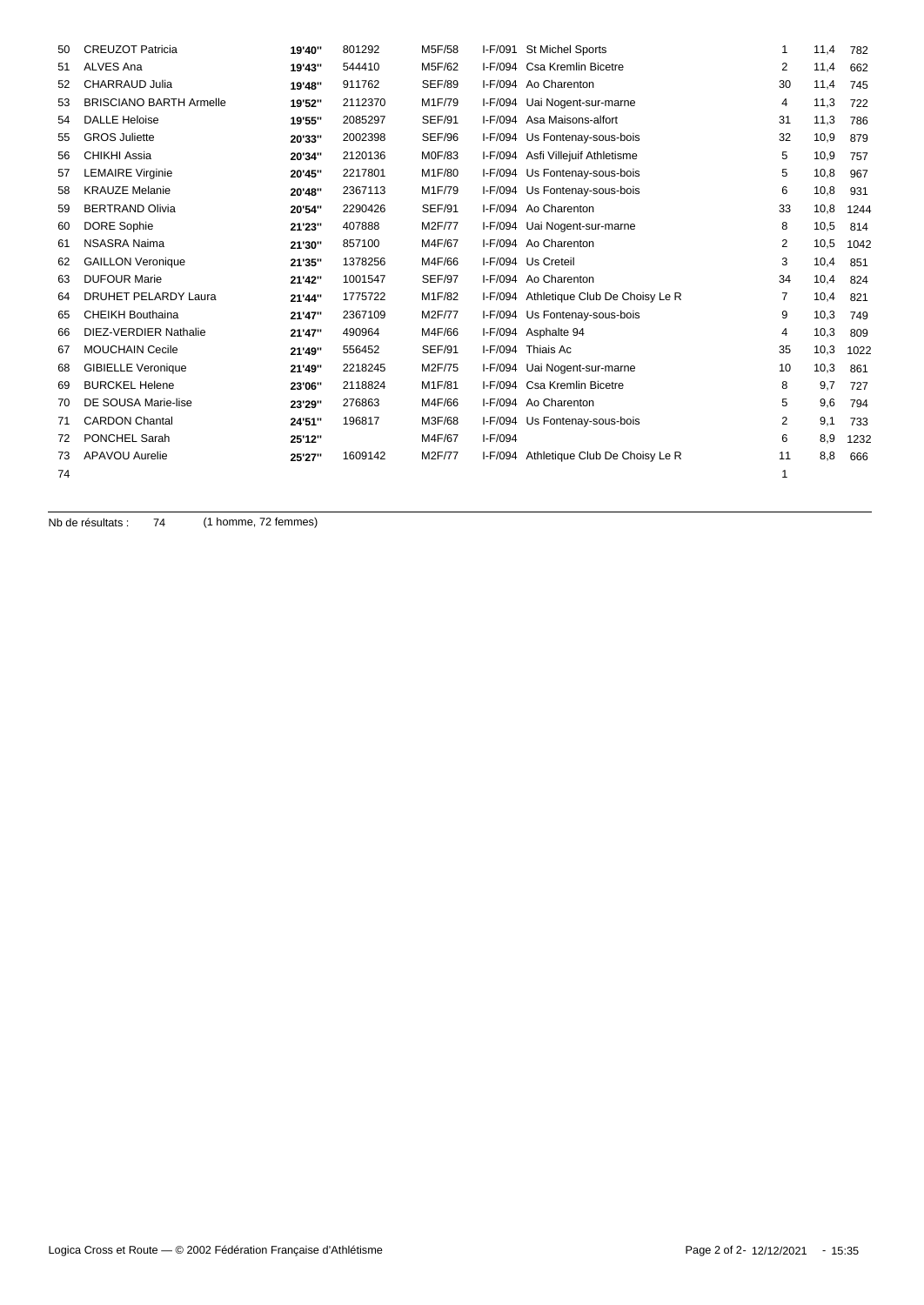| | | | | | | | | | |
|---|---|---|---|---|---|---|---|---|---|
| 50 | CREUZOT Patricia | **19'40''** | 801292 | M5F/58 | I-F/091 | St Michel Sports | 1 | 11,4 | 782 |
| 51 | ALVES Ana | **19'43''** | 544410 | M5F/62 | I-F/094 | Csa Kremlin Bicetre | 2 | 11,4 | 662 |
| 52 | CHARRAUD Julia | **19'48''** | 911762 | SEF/89 | I-F/094 | Ao Charenton | 30 | 11,4 | 745 |
| 53 | BRISCIANO BARTH Armelle | **19'52''** | 2112370 | M1F/79 | I-F/094 | Uai Nogent-sur-marne | 4 | 11,3 | 722 |
| 54 | DALLE Heloise | **19'55''** | 2085297 | SEF/91 | I-F/094 | Asa Maisons-alfort | 31 | 11,3 | 786 |
| 55 | GROS Juliette | **20'33''** | 2002398 | SEF/96 | I-F/094 | Us Fontenay-sous-bois | 32 | 10,9 | 879 |
| 56 | CHIKHI Assia | **20'34''** | 2120136 | M0F/83 | I-F/094 | Asfi Villejuif Athletisme | 5 | 10,9 | 757 |
| 57 | LEMAIRE Virginie | **20'45''** | 2217801 | M1F/80 | I-F/094 | Us Fontenay-sous-bois | 5 | 10,8 | 967 |
| 58 | KRAUZE Melanie | **20'48''** | 2367113 | M1F/79 | I-F/094 | Us Fontenay-sous-bois | 6 | 10,8 | 931 |
| 59 | BERTRAND Olivia | **20'54''** | 2290426 | SEF/91 | I-F/094 | Ao Charenton | 33 | 10,8 | 1244 |
| 60 | DORE Sophie | **21'23''** | 407888 | M2F/77 | I-F/094 | Uai Nogent-sur-marne | 8 | 10,5 | 814 |
| 61 | NSASRA Naima | **21'30''** | 857100 | M4F/67 | I-F/094 | Ao Charenton | 2 | 10,5 | 1042 |
| 62 | GAILLON Veronique | **21'35''** | 1378256 | M4F/66 | I-F/094 | Us Creteil | 3 | 10,4 | 851 |
| 63 | DUFOUR Marie | **21'42''** | 1001547 | SEF/97 | I-F/094 | Ao Charenton | 34 | 10,4 | 824 |
| 64 | DRUHET PELARDY Laura | **21'44''** | 1775722 | M1F/82 | I-F/094 | Athletique Club De Choisy Le R | 7 | 10,4 | 821 |
| 65 | CHEIKH Bouthaina | **21'47''** | 2367109 | M2F/77 | I-F/094 | Us Fontenay-sous-bois | 9 | 10,3 | 749 |
| 66 | DIEZ-VERDIER Nathalie | **21'47''** | 490964 | M4F/66 | I-F/094 | Asphalte 94 | 4 | 10,3 | 809 |
| 67 | MOUCHAIN Cecile | **21'49''** | 556452 | SEF/91 | I-F/094 | Thiais Ac | 35 | 10,3 | 1022 |
| 68 | GIBIELLE Veronique | **21'49''** | 2218245 | M2F/75 | I-F/094 | Uai Nogent-sur-marne | 10 | 10,3 | 861 |
| 69 | BURCKEL Helene | **23'06''** | 2118824 | M1F/81 | I-F/094 | Csa Kremlin Bicetre | 8 | 9,7 | 727 |
| 70 | DE SOUSA Marie-lise | **23'29''** | 276863 | M4F/66 | I-F/094 | Ao Charenton | 5 | 9,6 | 794 |
| 71 | CARDON Chantal | **24'51''** | 196817 | M3F/68 | I-F/094 | Us Fontenay-sous-bois | 2 | 9,1 | 733 |
| 72 | PONCHEL Sarah | **25'12''** | | M4F/67 | I-F/094 | | 6 | 8,9 | 1232 |
| 73 | APAVOU Aurelie | **25'27''** | 1609142 | M2F/77 | I-F/094 | Athletique Club De Choisy Le R | 11 | 8,8 | 666 |
| 74 | | | | | | | 1 | | |

Nb de résultats : 74 (1 homme, 72 femmes)

Logica Cross et Route — © 2002 Fédération Française d'Athlétisme 12/12/2021 - 15:35